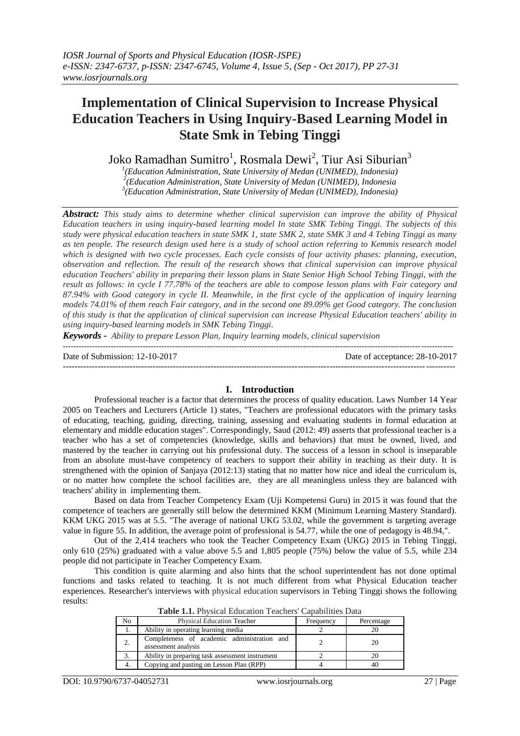# Implementation of Clinical Supervision to Increase Physical Education Teachers in Using Inquiry-Based Learning Model in State Smk in Tebing Tinggi

Joko Ramadhan Sumitro[1], Rosmala Dewi[2], Tiur Asi Siburian[3]

[1](Education Administration, State University of Medan (UNIMED), Indonesia)
[2](Education Administration, State University of Medan (UNIMED), Indonesia
[3](Education Administration, State University of Medan (UNIMED), Indonesia)

***Abstract:*** *This study aims to determine whether clinical supervision can improve the ability of Physical Education teachers in using inquiry-based learning model In state SMK Tebing Tinggi. The subjects of this study were physical education teachers in state SMK 1, state SMK 2, state SMK 3 and 4 Tebing Tinggi as many as ten people. The research design used here is a study of school action referring to Kemmis research model which is designed with two cycle processes. Each cycle consists of four activity phases: planning, execution, observation and reflection. The result of the research shows that clinical supervision can improve physical education Teachers' ability in preparing their lesson plans in State Senior High School Tebing Tinggi, with the result as follows: in cycle I 77.78% of the teachers are able to compose lesson plans with Fair category and 87.94% with Good category in cycle II. Meanwhile, in the first cycle of the application of inquiry learning models 74.01% of them reach Fair category, and in the second one 89.09% get Good category. The conclusion of this study is that the application of clinical supervision can increase Physical Education teachers' ability in using inquiry-based learning models in SMK Tebing Tinggi.*

***Keywords -*** *Ability to prepare Lesson Plan, Inquiry learning models, clinical supervision*

---

Date of Submission: 12-10-2017 Date of acceptance: 28-10-2017

---

## I. Introduction

Professional teacher is a factor that determines the process of quality education. Laws Number 14 Year 2005 on Teachers and Lecturers (Article 1) states, "Teachers are professional educators with the primary tasks of educating, teaching, guiding, directing, training, assessing and evaluating students in formal education at elementary and middle education stages". Correspondingly, Saud (2012: 49) asserts that professional teacher is a teacher who has a set of competencies (knowledge, skills and behaviors) that must be owned, lived, and mastered by the teacher in carrying out his professional duty. The success of a lesson in school is inseparable from an absolute must-have competency of teachers to support their ability in teaching as their duty. It is strengthened with the opinion of Sanjaya (2012:13) stating that no matter how nice and ideal the curriculum is, or no matter how complete the school facilities are, they are all meaningless unless they are balanced with teachers' ability in implementing them.

Based on data from Teacher Competency Exam (Uji Kompetensi Guru) in 2015 it was found that the competence of teachers are generally still below the determined KKM (Minimum Learning Mastery Standard). KKM UKG 2015 was at 5.5. "The average of national UKG 53.02, while the government is targeting average value in figure 55. In addition, the average point of professional is 54.77, while the one of pedagogy is 48.94,".

Out of the 2,414 teachers who took the Teacher Competency Exam (UKG) 2015 in Tebing Tinggi, only 610 (25%) graduated with a value above 5.5 and 1,805 people (75%) below the value of 5.5, while 234 people did not participate in Teacher Competency Exam.

This condition is quite alarming and also hints that the school superintendent has not done optimal functions and tasks related to teaching. It is not much different from what Physical Education teacher experiences. Researcher's interviews with physical education supervisors in Tebing Tinggi shows the following results:

**Table 1.1.** Physical Education Teachers' Capabilities Data

| No | Physical Education Teacher | Frequency | Percentage |
|---|---|---|---|
| 1. | Ability in operating learning media | 2 | 20 |
| 2. | Completeness of academic administration and assessment analysis | 2 | 20 |
| 3. | Ability in preparing task assessment instrument | 2 | 20 |
| 4. | Copying and pasting on Lesson Plan (RPP) | 4 | 40 |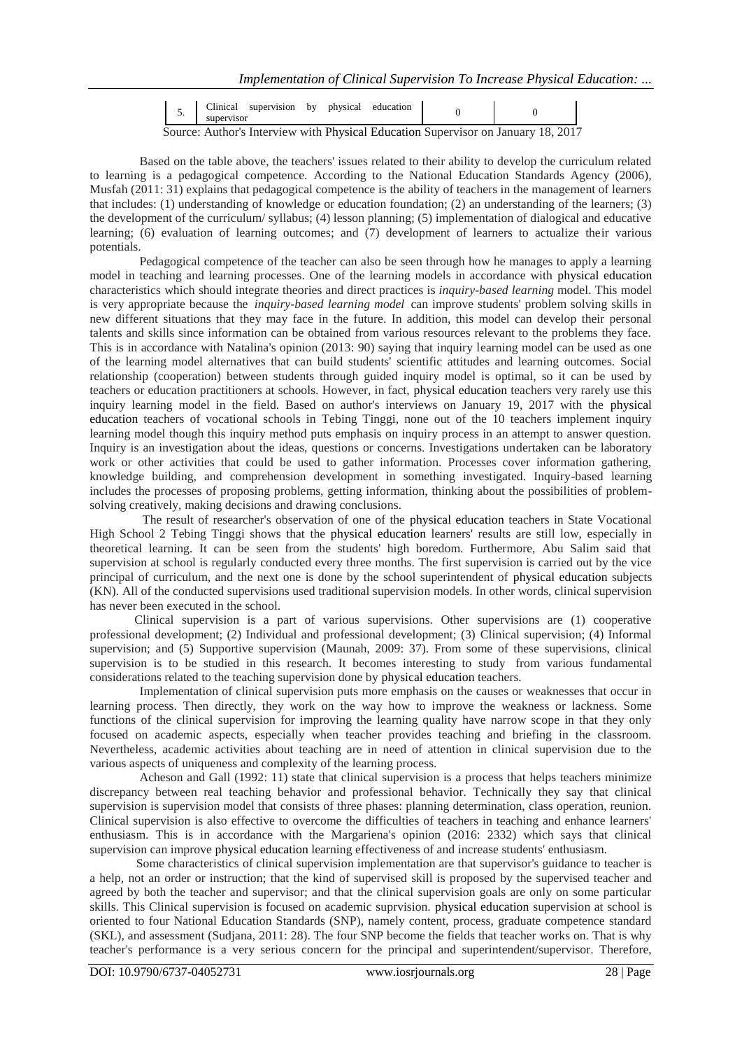| 5. | Clinical supervision by physical education supervisor | 0 | 0 |
|---|---|---|---|

Source: Author's Interview with Physical Education Supervisor on January 18, 2017

Based on the table above, the teachers' issues related to their ability to develop the curriculum related to learning is a pedagogical competence. According to the National Education Standards Agency (2006), Musfah (2011: 31) explains that pedagogical competence is the ability of teachers in the management of learners that includes: (1) understanding of knowledge or education foundation; (2) an understanding of the learners; (3) the development of the curriculum/ syllabus; (4) lesson planning; (5) implementation of dialogical and educative learning; (6) evaluation of learning outcomes; and (7) development of learners to actualize their various potentials.

Pedagogical competence of the teacher can also be seen through how he manages to apply a learning model in teaching and learning processes. One of the learning models in accordance with physical education characteristics which should integrate theories and direct practices is *inquiry-based learning* model. This model is very appropriate because the *inquiry-based learning model* can improve students' problem solving skills in new different situations that they may face in the future. In addition, this model can develop their personal talents and skills since information can be obtained from various resources relevant to the problems they face. This is in accordance with Natalina's opinion (2013: 90) saying that inquiry learning model can be used as one of the learning model alternatives that can build students' scientific attitudes and learning outcomes. Social relationship (cooperation) between students through guided inquiry model is optimal, so it can be used by teachers or education practitioners at schools. However, in fact, physical education teachers very rarely use this inquiry learning model in the field. Based on author's interviews on January 19, 2017 with the physical education teachers of vocational schools in Tebing Tinggi, none out of the 10 teachers implement inquiry learning model though this inquiry method puts emphasis on inquiry process in an attempt to answer question. Inquiry is an investigation about the ideas, questions or concerns. Investigations undertaken can be laboratory work or other activities that could be used to gather information. Processes cover information gathering, knowledge building, and comprehension development in something investigated. Inquiry-based learning includes the processes of proposing problems, getting information, thinking about the possibilities of problem-solving creatively, making decisions and drawing conclusions.

The result of researcher's observation of one of the physical education teachers in State Vocational High School 2 Tebing Tinggi shows that the physical education learners' results are still low, especially in theoretical learning. It can be seen from the students' high boredom. Furthermore, Abu Salim said that supervision at school is regularly conducted every three months. The first supervision is carried out by the vice principal of curriculum, and the next one is done by the school superintendent of physical education subjects (KN). All of the conducted supervisions used traditional supervision models. In other words, clinical supervision has never been executed in the school.

Clinical supervision is a part of various supervisions. Other supervisions are (1) cooperative professional development; (2) Individual and professional development; (3) Clinical supervision; (4) Informal supervision; and (5) Supportive supervision (Maunah, 2009: 37). From some of these supervisions, clinical supervision is to be studied in this research. It becomes interesting to study from various fundamental considerations related to the teaching supervision done by physical education teachers.

Implementation of clinical supervision puts more emphasis on the causes or weaknesses that occur in learning process. Then directly, they work on the way how to improve the weakness or lackness. Some functions of the clinical supervision for improving the learning quality have narrow scope in that they only focused on academic aspects, especially when teacher provides teaching and briefing in the classroom. Nevertheless, academic activities about teaching are in need of attention in clinical supervision due to the various aspects of uniqueness and complexity of the learning process.

Acheson and Gall (1992: 11) state that clinical supervision is a process that helps teachers minimize discrepancy between real teaching behavior and professional behavior. Technically they say that clinical supervision is supervision model that consists of three phases: planning determination, class operation, reunion. Clinical supervision is also effective to overcome the difficulties of teachers in teaching and enhance learners' enthusiasm. This is in accordance with the Margariena's opinion (2016: 2332) which says that clinical supervision can improve physical education learning effectiveness of and increase students' enthusiasm.

Some characteristics of clinical supervision implementation are that supervisor's guidance to teacher is a help, not an order or instruction; that the kind of supervised skill is proposed by the supervised teacher and agreed by both the teacher and supervisor; and that the clinical supervision goals are only on some particular skills. This Clinical supervision is focused on academic suprvision. physical education supervision at school is oriented to four National Education Standards (SNP), namely content, process, graduate competence standard (SKL), and assessment (Sudjana, 2011: 28). The four SNP become the fields that teacher works on. That is why teacher's performance is a very serious concern for the principal and superintendent/supervisor. Therefore,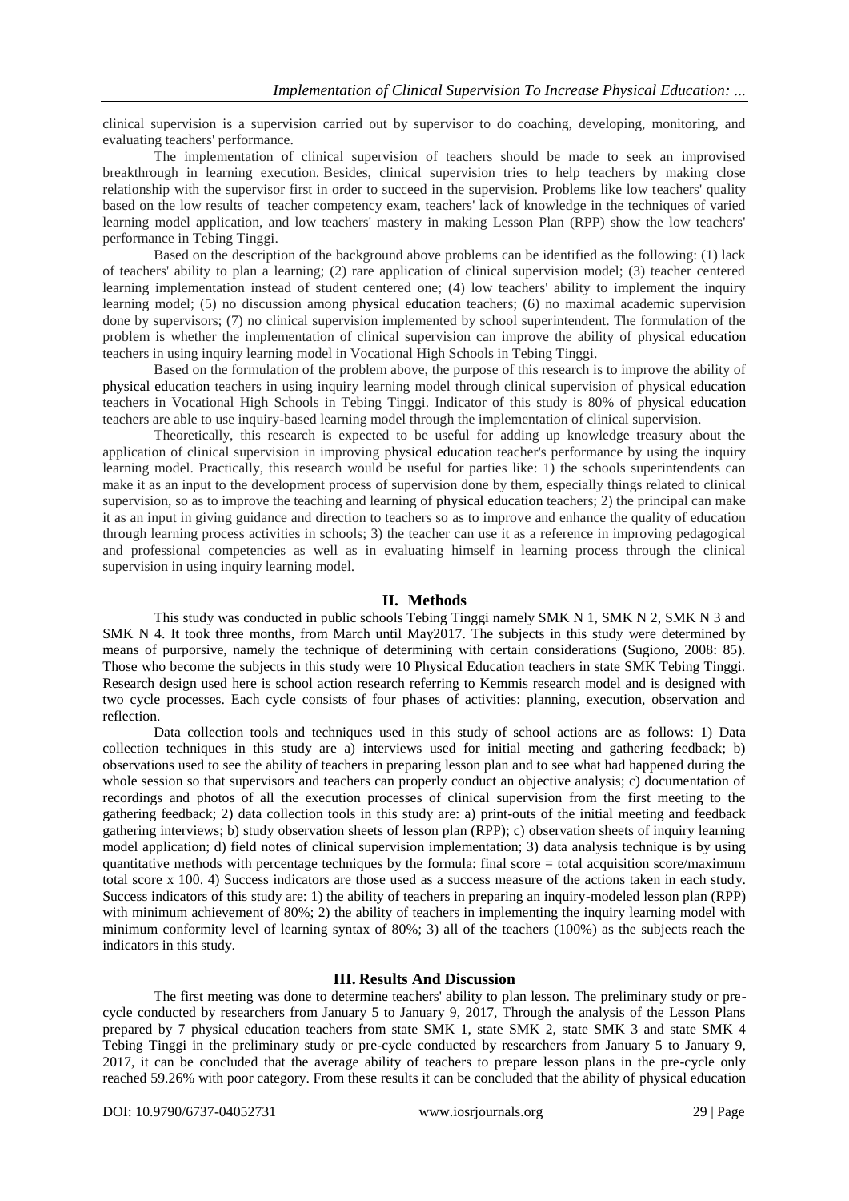clinical supervision is a supervision carried out by supervisor to do coaching, developing, monitoring, and evaluating teachers' performance.

The implementation of clinical supervision of teachers should be made to seek an improvised breakthrough in learning execution. Besides, clinical supervision tries to help teachers by making close relationship with the supervisor first in order to succeed in the supervision. Problems like low teachers' quality based on the low results of teacher competency exam, teachers' lack of knowledge in the techniques of varied learning model application, and low teachers' mastery in making Lesson Plan (RPP) show the low teachers' performance in Tebing Tinggi.

Based on the description of the background above problems can be identified as the following: (1) lack of teachers' ability to plan a learning; (2) rare application of clinical supervision model; (3) teacher centered learning implementation instead of student centered one; (4) low teachers' ability to implement the inquiry learning model; (5) no discussion among physical education teachers; (6) no maximal academic supervision done by supervisors; (7) no clinical supervision implemented by school superintendent. The formulation of the problem is whether the implementation of clinical supervision can improve the ability of physical education teachers in using inquiry learning model in Vocational High Schools in Tebing Tinggi.

Based on the formulation of the problem above, the purpose of this research is to improve the ability of physical education teachers in using inquiry learning model through clinical supervision of physical education teachers in Vocational High Schools in Tebing Tinggi. Indicator of this study is 80% of physical education teachers are able to use inquiry-based learning model through the implementation of clinical supervision.

Theoretically, this research is expected to be useful for adding up knowledge treasury about the application of clinical supervision in improving physical education teacher's performance by using the inquiry learning model. Practically, this research would be useful for parties like: 1) the schools superintendents can make it as an input to the development process of supervision done by them, especially things related to clinical supervision, so as to improve the teaching and learning of physical education teachers; 2) the principal can make it as an input in giving guidance and direction to teachers so as to improve and enhance the quality of education through learning process activities in schools; 3) the teacher can use it as a reference in improving pedagogical and professional competencies as well as in evaluating himself in learning process through the clinical supervision in using inquiry learning model.

## II. Methods

This study was conducted in public schools Tebing Tinggi namely SMK N 1, SMK N 2, SMK N 3 and SMK N 4. It took three months, from March until May2017. The subjects in this study were determined by means of purporsive, namely the technique of determining with certain considerations (Sugiono, 2008: 85). Those who become the subjects in this study were 10 Physical Education teachers in state SMK Tebing Tinggi. Research design used here is school action research referring to Kemmis research model and is designed with two cycle processes. Each cycle consists of four phases of activities: planning, execution, observation and reflection.

Data collection tools and techniques used in this study of school actions are as follows: 1) Data collection techniques in this study are a) interviews used for initial meeting and gathering feedback; b) observations used to see the ability of teachers in preparing lesson plan and to see what had happened during the whole session so that supervisors and teachers can properly conduct an objective analysis; c) documentation of recordings and photos of all the execution processes of clinical supervision from the first meeting to the gathering feedback; 2) data collection tools in this study are: a) print-outs of the initial meeting and feedback gathering interviews; b) study observation sheets of lesson plan (RPP); c) observation sheets of inquiry learning model application; d) field notes of clinical supervision implementation; 3) data analysis technique is by using quantitative methods with percentage techniques by the formula: final score = total acquisition score/maximum total score x 100. 4) Success indicators are those used as a success measure of the actions taken in each study. Success indicators of this study are: 1) the ability of teachers in preparing an inquiry-modeled lesson plan (RPP) with minimum achievement of 80%; 2) the ability of teachers in implementing the inquiry learning model with minimum conformity level of learning syntax of 80%; 3) all of the teachers (100%) as the subjects reach the indicators in this study.

## III. Results And Discussion

The first meeting was done to determine teachers' ability to plan lesson. The preliminary study or pre-cycle conducted by researchers from January 5 to January 9, 2017, Through the analysis of the Lesson Plans prepared by 7 physical education teachers from state SMK 1, state SMK 2, state SMK 3 and state SMK 4 Tebing Tinggi in the preliminary study or pre-cycle conducted by researchers from January 5 to January 9, 2017, it can be concluded that the average ability of teachers to prepare lesson plans in the pre-cycle only reached 59.26% with poor category. From these results it can be concluded that the ability of physical education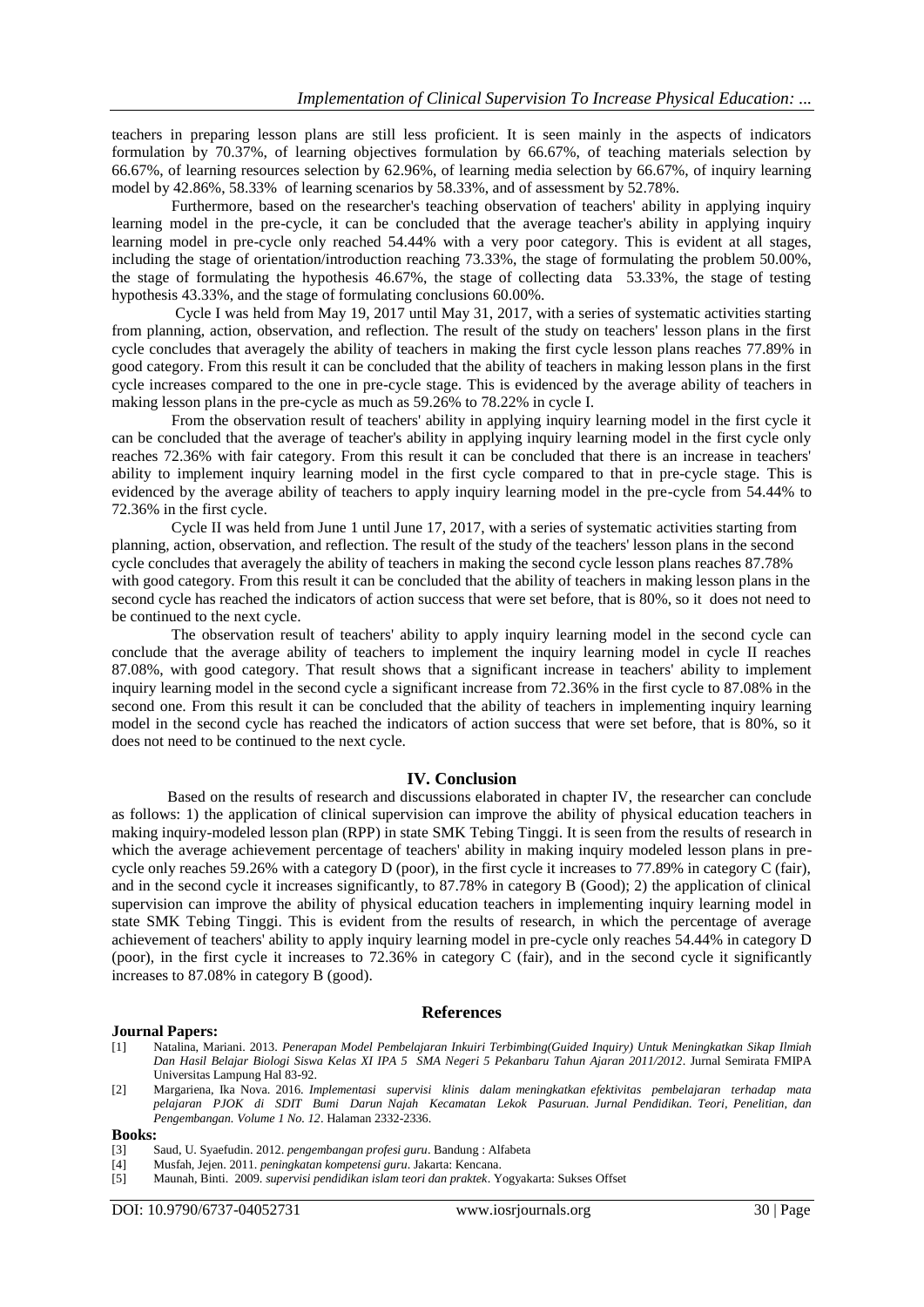teachers in preparing lesson plans are still less proficient. It is seen mainly in the aspects of indicators formulation by 70.37%, of learning objectives formulation by 66.67%, of teaching materials selection by 66.67%, of learning resources selection by 62.96%, of learning media selection by 66.67%, of inquiry learning model by 42.86%, 58.33% of learning scenarios by 58.33%, and of assessment by 52.78%.

Furthermore, based on the researcher's teaching observation of teachers' ability in applying inquiry learning model in the pre-cycle, it can be concluded that the average teacher's ability in applying inquiry learning model in pre-cycle only reached 54.44% with a very poor category. This is evident at all stages, including the stage of orientation/introduction reaching 73.33%, the stage of formulating the problem 50.00%, the stage of formulating the hypothesis 46.67%, the stage of collecting data 53.33%, the stage of testing hypothesis 43.33%, and the stage of formulating conclusions 60.00%.

Cycle I was held from May 19, 2017 until May 31, 2017, with a series of systematic activities starting from planning, action, observation, and reflection. The result of the study on teachers' lesson plans in the first cycle concludes that averagely the ability of teachers in making the first cycle lesson plans reaches 77.89% in good category. From this result it can be concluded that the ability of teachers in making lesson plans in the first cycle increases compared to the one in pre-cycle stage. This is evidenced by the average ability of teachers in making lesson plans in the pre-cycle as much as 59.26% to 78.22% in cycle I.

From the observation result of teachers' ability in applying inquiry learning model in the first cycle it can be concluded that the average of teacher's ability in applying inquiry learning model in the first cycle only reaches 72.36% with fair category. From this result it can be concluded that there is an increase in teachers' ability to implement inquiry learning model in the first cycle compared to that in pre-cycle stage. This is evidenced by the average ability of teachers to apply inquiry learning model in the pre-cycle from 54.44% to 72.36% in the first cycle.

Cycle II was held from June 1 until June 17, 2017, with a series of systematic activities starting from planning, action, observation, and reflection. The result of the study of the teachers' lesson plans in the second cycle concludes that averagely the ability of teachers in making the second cycle lesson plans reaches 87.78% with good category. From this result it can be concluded that the ability of teachers in making lesson plans in the second cycle has reached the indicators of action success that were set before, that is 80%, so it does not need to be continued to the next cycle.

The observation result of teachers' ability to apply inquiry learning model in the second cycle can conclude that the average ability of teachers to implement the inquiry learning model in cycle II reaches 87.08%, with good category. That result shows that a significant increase in teachers' ability to implement inquiry learning model in the second cycle a significant increase from 72.36% in the first cycle to 87.08% in the second one. From this result it can be concluded that the ability of teachers in implementing inquiry learning model in the second cycle has reached the indicators of action success that were set before, that is 80%, so it does not need to be continued to the next cycle.

## IV. Conclusion

Based on the results of research and discussions elaborated in chapter IV, the researcher can conclude as follows: 1) the application of clinical supervision can improve the ability of physical education teachers in making inquiry-modeled lesson plan (RPP) in state SMK Tebing Tinggi. It is seen from the results of research in which the average achievement percentage of teachers' ability in making inquiry modeled lesson plans in pre-cycle only reaches 59.26% with a category D (poor), in the first cycle it increases to 77.89% in category C (fair), and in the second cycle it increases significantly, to 87.78% in category B (Good); 2) the application of clinical supervision can improve the ability of physical education teachers in implementing inquiry learning model in state SMK Tebing Tinggi. This is evident from the results of research, in which the percentage of average achievement of teachers' ability to apply inquiry learning model in pre-cycle only reaches 54.44% in category D (poor), in the first cycle it increases to 72.36% in category C (fair), and in the second cycle it significantly increases to 87.08% in category B (good).

## References

**Journal Papers:**

[1] Natalina, Mariani. 2013. *Penerapan Model Pembelajaran Inkuiri Terbimbing(Guided Inquiry) Untuk Meningkatkan Sikap Ilmiah Dan Hasil Belajar Biologi Siswa Kelas XI IPA 5 SMA Negeri 5 Pekanbaru Tahun Ajaran 2011/2012*. Jurnal Semirata FMIPA Universitas Lampung Hal 83-92.

[2] Margariena, Ika Nova. 2016. *Implementasi supervisi klinis dalam meningkatkan efektivitas pembelajaran terhadap mata pelajaran PJOK di SDIT Bumi Darun Najah Kecamatan Lekok Pasuruan. Jurnal Pendidikan. Teori, Penelitian, dan Pengembangan. Volume 1 No. 12*. Halaman 2332-2336.

**Books:**

[3] Saud, U. Syaefudin. 2012. *pengembangan profesi guru*. Bandung : Alfabeta

[4] Musfah, Jejen. 2011. *peningkatan kompetensi guru*. Jakarta: Kencana.

[5] Maunah, Binti. 2009. *supervisi pendidikan islam teori dan praktek*. Yogyakarta: Sukses Offset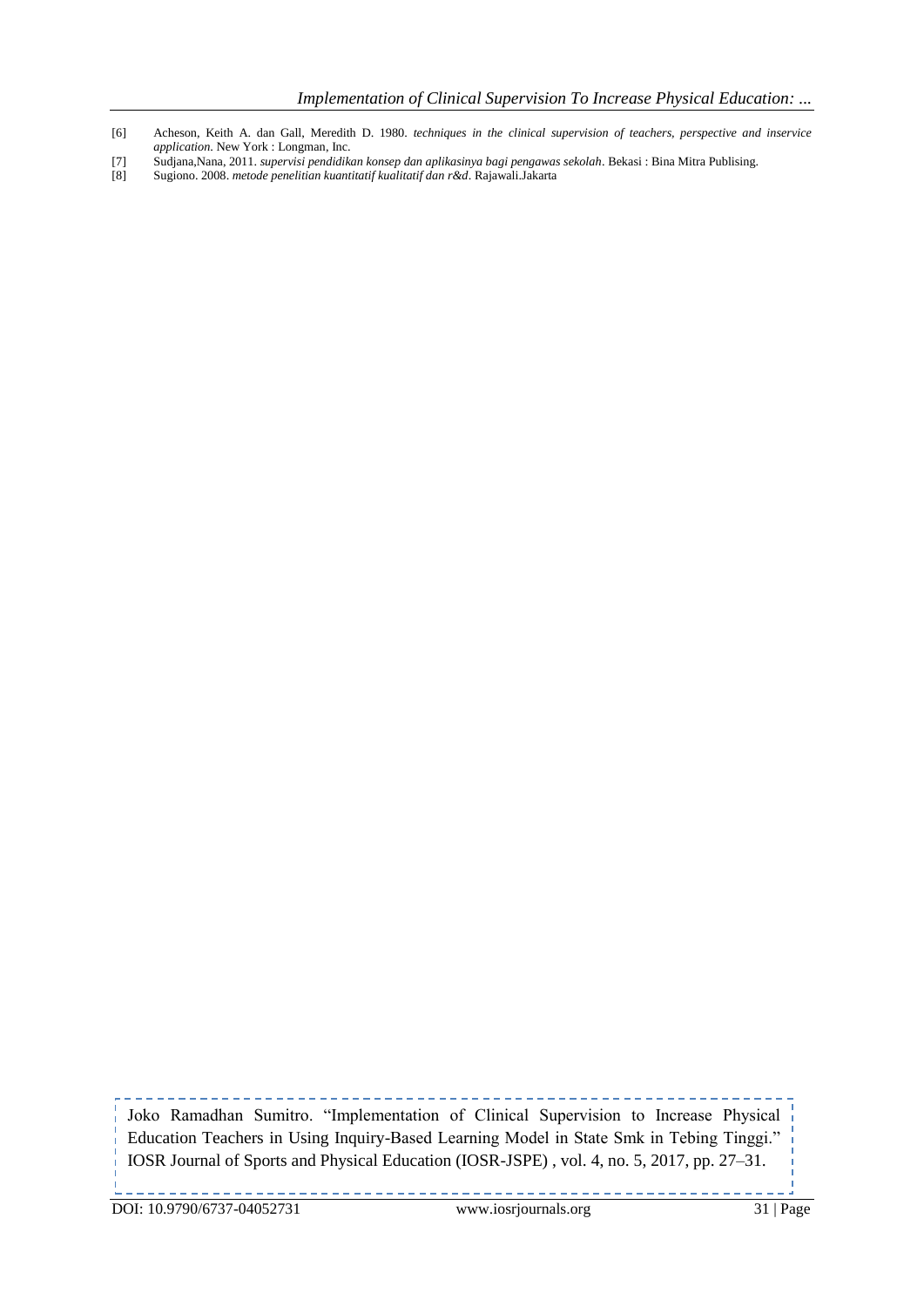[6] Acheson, Keith A. dan Gall, Meredith D. 1980. *techniques in the clinical supervision of teachers, perspective and inservice application.* New York : Longman, Inc.

[7] Sudjana,Nana, 2011. *supervisi pendidikan konsep dan aplikasinya bagi pengawas sekolah*. Bekasi : Bina Mitra Publising.

[8] Sugiono. 2008. *metode penelitian kuantitatif kualitatif dan r&d*. Rajawali.Jakarta

Joko Ramadhan Sumitro. "Implementation of Clinical Supervision to Increase Physical Education Teachers in Using Inquiry-Based Learning Model in State Smk in Tebing Tinggi." IOSR Journal of Sports and Physical Education (IOSR-JSPE) , vol. 4, no. 5, 2017, pp. 27–31.